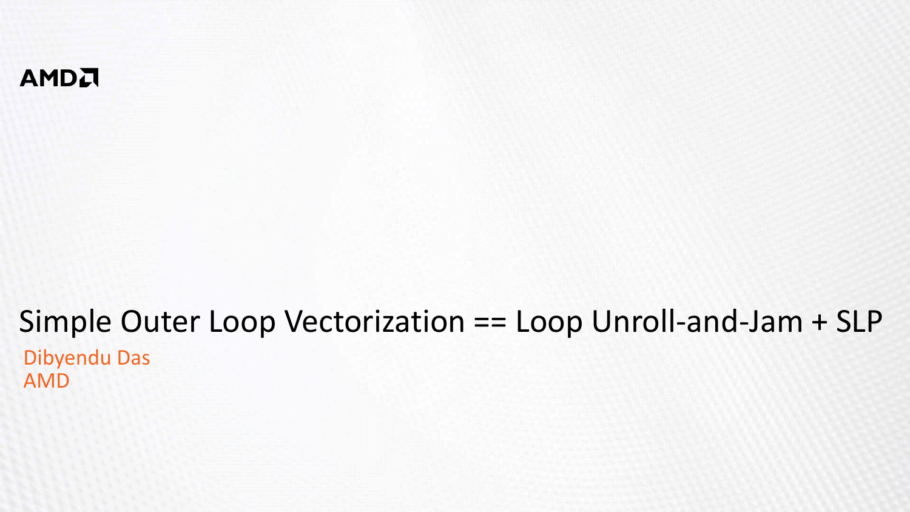AMD

# Simple Outer Loop Vectorization == Loop Unroll-and-Jam + SLP

Dibyendu Das

AMD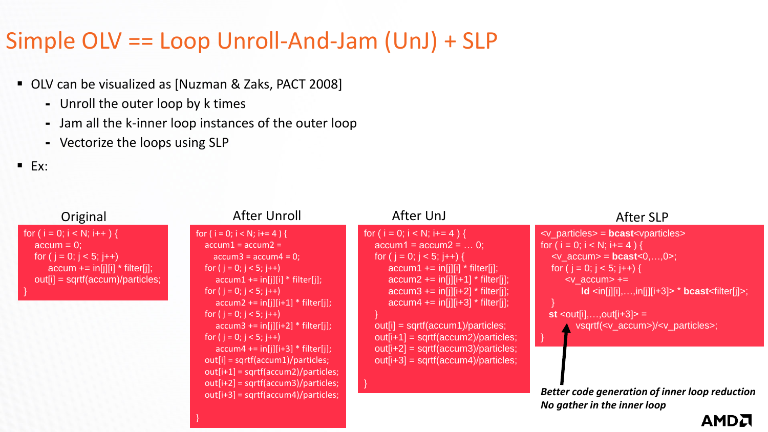# Simple OLV == Loop Unroll-And-Jam (UnJ) + SLP

- OLV can be visualized as [Nuzman & Zaks, PACT 2008]
  - Unroll the outer loop by k times
  - Jam all the k-inner loop instances of the outer loop
  - Vectorize the loops using SLP
- Ex:

### Original

```
for ( i = 0; i < N; i++ ) {
   accum = 0;
   for ( j = 0; j < 5; j++)
      accum += in[j][i] * filter[j];
   out[i] = sqrtf(accum)/particles;
}
```

### After Unroll

```
for ( i = 0; i < N; i+= 4 ) {
   accum1 = accum2 =
      accum3 = accum4 = 0;
   for ( j = 0; j < 5; j++)
      accum1 += in[j][i] * filter[j];
   for ( j = 0; j < 5; j++)
      accum2 += in[j][i+1] * filter[j];
   for ( j = 0; j < 5; j++)
      accum3 += in[j][i+2] * filter[j];
   for ( j = 0; j < 5; j++)
      accum4 += in[j][i+3] * filter[j];
   out[i] = sqrtf(accum1)/particles;
   out[i+1] = sqrtf(accum2)/particles;
   out[i+2] = sqrtf(accum3)/particles;
   out[i+3] = sqrtf(accum4)/particles;

}
```

### After UnJ

```
for ( i = 0; i < N; i+= 4 ) {
   accum1 = accum2 = … 0;
   for ( j = 0; j < 5; j++) {
      accum1 += in[j][i] * filter[j];
      accum2 += in[j][i+1] * filter[j];
      accum3 += in[j][i+2] * filter[j];
      accum4 += in[j][i+3] * filter[j];
   }
   out[i] = sqrtf(accum1)/particles;
   out[i+1] = sqrtf(accum2)/particles;
   out[i+2] = sqrtf(accum3)/particles;
   out[i+3] = sqrtf(accum4)/particles;

}
```

### After SLP

```
<v_particles> = bcast<vparticles>
for ( i = 0; i < N; i+= 4 ) {
   <v_accum> = bcast<0,…,0>;
   for ( j = 0; j < 5; j++) {
      <v_accum> +=
         ld <in[j][i],…,in[j][i+3]> * bcast<filter[j]>;
   }
   st <out[i],…,out[i+3]> =
         vsqrtf(<v_accum>)/<v_particles>;
}
```

***Better code generation of inner loop reduction***
***No gather in the inner loop***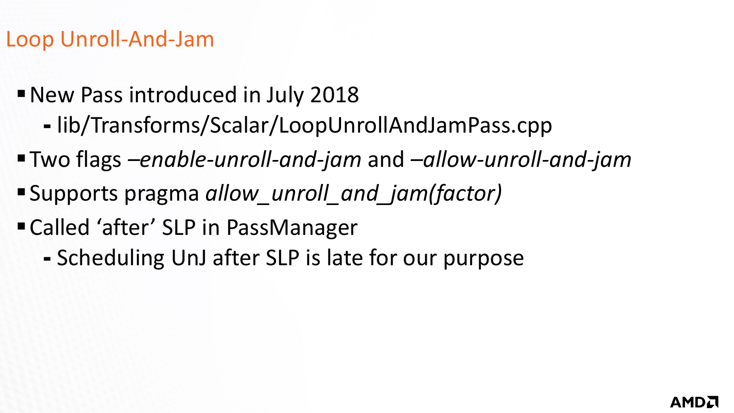# Loop Unroll-And-Jam

- New Pass introduced in July 2018
  - lib/Transforms/Scalar/LoopUnrollAndJamPass.cpp
- Two flags *–enable-unroll-and-jam* and *–allow-unroll-and-jam*
- Supports pragma *allow_unroll_and_jam(factor)*
- Called ‘after’ SLP in PassManager
  - Scheduling UnJ after SLP is late for our purpose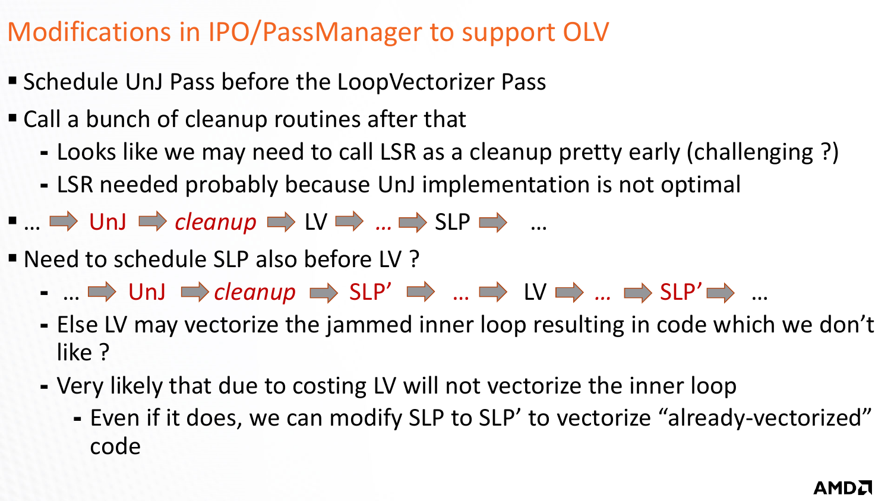# Modifications in IPO/PassManager to support OLV

- Schedule UnJ Pass before the LoopVectorizer Pass
- Call a bunch of cleanup routines after that
  - Looks like we may need to call LSR as a cleanup pretty early (challenging ?)
  - LSR needed probably because UnJ implementation is not optimal
- … ➡ UnJ ➡ *cleanup* ➡ LV ➡ … ➡ SLP ➡ …
- Need to schedule SLP also before LV ?
  - … ➡ UnJ ➡ *cleanup* ➡ SLP’ ➡ … ➡ LV ➡ … ➡ SLP’ ➡ …
  - Else LV may vectorize the jammed inner loop resulting in code which we don’t like ?
  - Very likely that due to costing LV will not vectorize the inner loop
    - Even if it does, we can modify SLP to SLP’ to vectorize “already-vectorized” code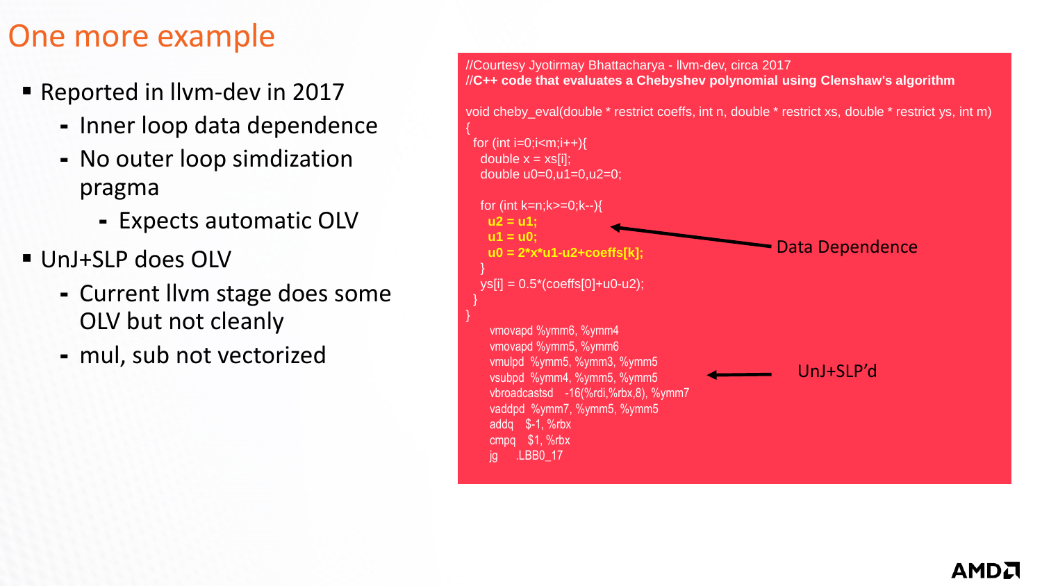# One more example

- Reported in llvm-dev in 2017
  - Inner loop data dependence
  - No outer loop simdization pragma
    - Expects automatic OLV
- UnJ+SLP does OLV
  - Current llvm stage does some OLV but not cleanly
  - mul, sub not vectorized

```
//Courtesy Jyotirmay Bhattacharya - llvm-dev, circa 2017
//C++ code that evaluates a Chebyshev polynomial using Clenshaw's algorithm

void cheby_eval(double * restrict coeffs, int n, double * restrict xs, double * restrict ys, int m)
{
  for (int i=0;i<m;i++){
    double x = xs[i];
    double u0=0,u1=0,u2=0;

    for (int k=n;k>=0;k--){
      u2 = u1;
      u1 = u0;
      u0 = 2*x*u1-u2+coeffs[k];
    }
    ys[i] = 0.5*(coeffs[0]+u0-u2);
  }
}
```

Data Dependence (lines `u2 = u1;`, `u1 = u0;`, `u0 = 2*x*u1-u2+coeffs[k];`)

```
vmovapd %ymm6, %ymm4
vmovapd %ymm5, %ymm6
vmulpd  %ymm5, %ymm3, %ymm5
vsubpd  %ymm4, %ymm5, %ymm5
vbroadcastsd   -16(%rdi,%rbx,8), %ymm7
vaddpd  %ymm7, %ymm5, %ymm5
addq    $-1, %rbx
cmpq    $1, %rbx
jg      .LBB0_17
```

UnJ+SLP'd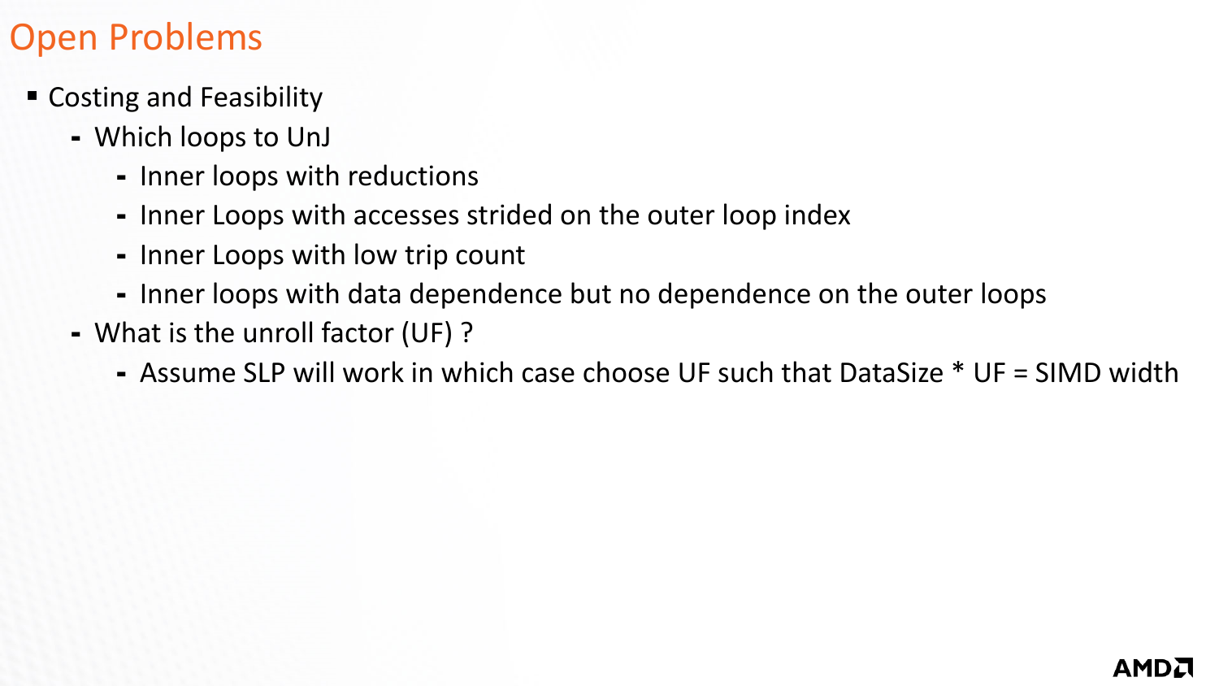# Open Problems

- Costing and Feasibility
  - Which loops to UnJ
    - Inner loops with reductions
    - Inner Loops with accesses strided on the outer loop index
    - Inner Loops with low trip count
    - Inner loops with data dependence but no dependence on the outer loops
  - What is the unroll factor (UF) ?
    - Assume SLP will work in which case choose UF such that DataSize * UF = SIMD width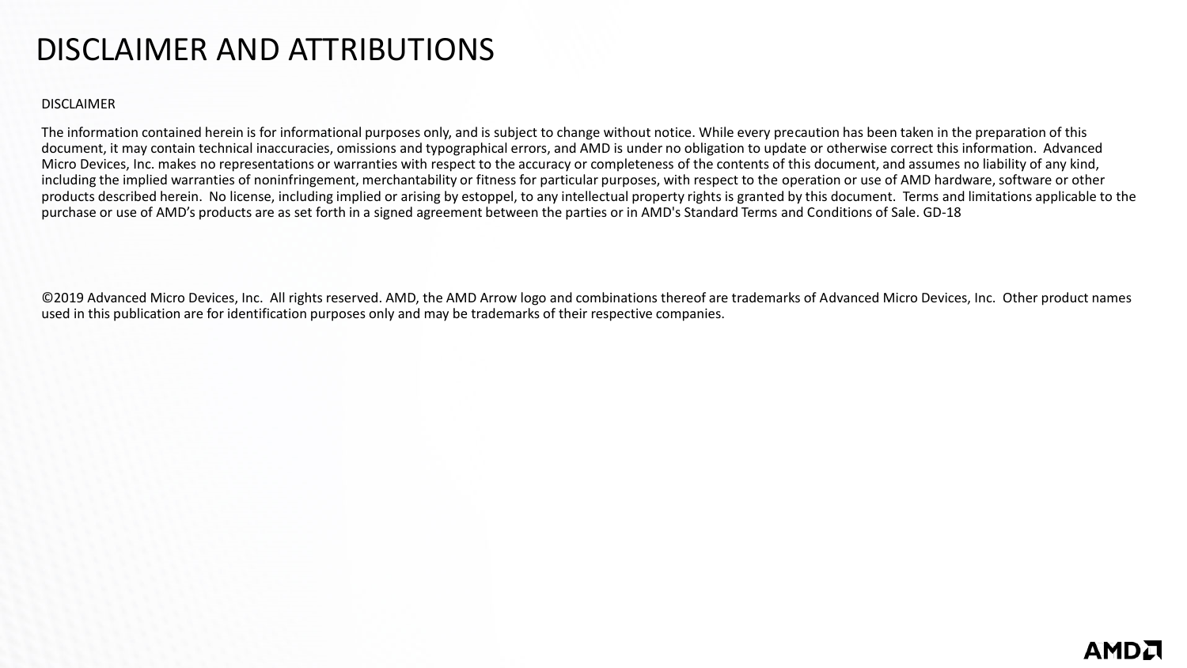# DISCLAIMER AND ATTRIBUTIONS

DISCLAIMER

The information contained herein is for informational purposes only, and is subject to change without notice. While every precaution has been taken in the preparation of this document, it may contain technical inaccuracies, omissions and typographical errors, and AMD is under no obligation to update or otherwise correct this information. Advanced Micro Devices, Inc. makes no representations or warranties with respect to the accuracy or completeness of the contents of this document, and assumes no liability of any kind, including the implied warranties of noninfringement, merchantability or fitness for particular purposes, with respect to the operation or use of AMD hardware, software or other products described herein. No license, including implied or arising by estoppel, to any intellectual property rights is granted by this document. Terms and limitations applicable to the purchase or use of AMD's products are as set forth in a signed agreement between the parties or in AMD's Standard Terms and Conditions of Sale. GD-18

©2019 Advanced Micro Devices, Inc. All rights reserved. AMD, the AMD Arrow logo and combinations thereof are trademarks of Advanced Micro Devices, Inc. Other product names used in this publication are for identification purposes only and may be trademarks of their respective companies.